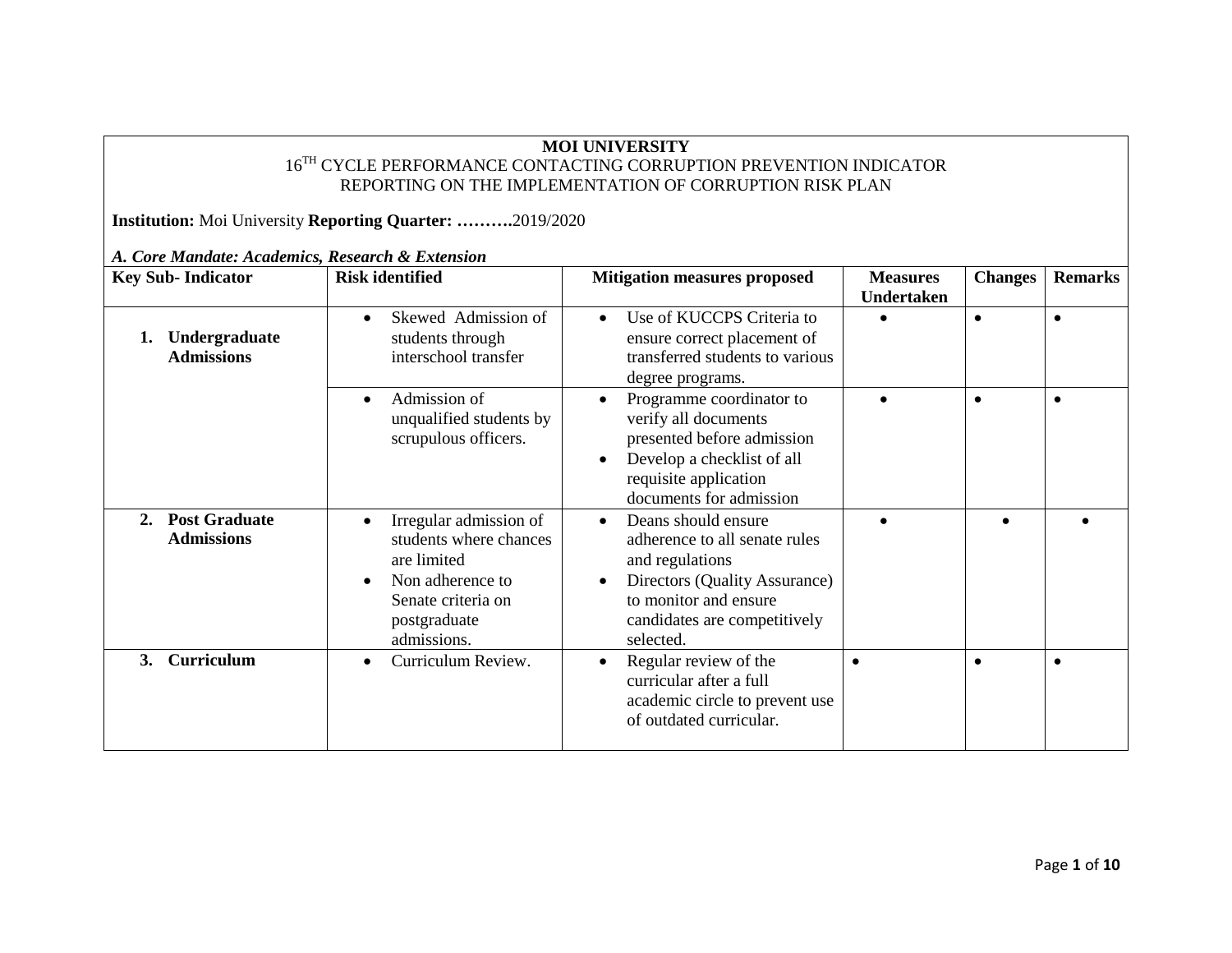**MOI UNIVERSITY**

16TH CYCLE PERFORMANCE CONTACTING CORRUPTION PREVENTION INDICATOR

REPORTING ON THE IMPLEMENTATION OF CORRUPTION RISK PLAN

**Institution:** Moi University **Reporting Quarter: ……….**2019/2020

***A. Core Mandate: Academics, Research & Extension***

| Key Sub- Indicator | Risk identified | Mitigation measures proposed | Measures Undertaken | Changes | Remarks |
|---|---|---|---|---|---|
| **1. Undergraduate Admissions** | • Skewed Admission of students through interschool transfer | • Use of KUCCPS Criteria to ensure correct placement of transferred students to various degree programs. | • | • | • |
| | • Admission of unqualified students by scrupulous officers. | • Programme coordinator to verify all documents presented before admission<br>• Develop a checklist of all requisite application documents for admission | • | • | • |
| **2. Post Graduate Admissions** | • Irregular admission of students where chances are limited<br>• Non adherence to Senate criteria on postgraduate admissions. | • Deans should ensure adherence to all senate rules and regulations<br>• Directors (Quality Assurance) to monitor and ensure candidates are competitively selected. | • | • | • |
| **3. Curriculum** | • Curriculum Review. | • Regular review of the curricular after a full academic circle to prevent use of outdated curricular. | • | • | • |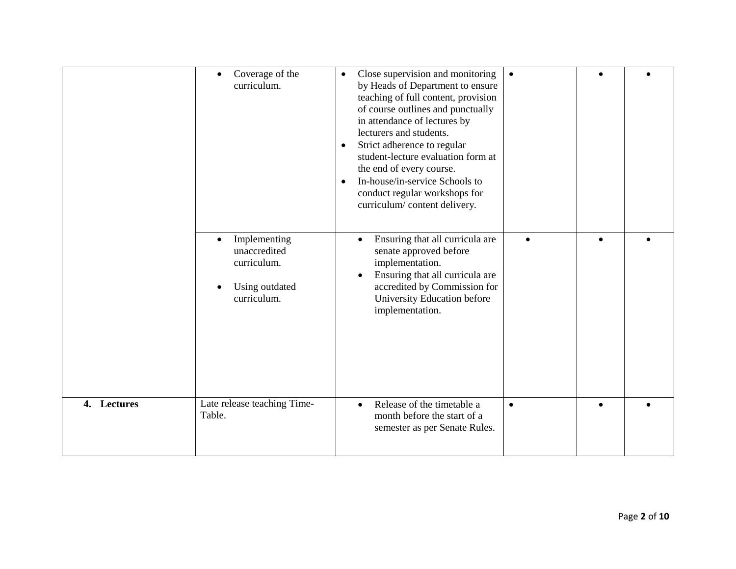| | | | | | |
|---|---|---|---|---|---|
| | • Coverage of the curriculum. | • Close supervision and monitoring by Heads of Department to ensure teaching of full content, provision of course outlines and punctually in attendance of lectures by lecturers and students.<br>• Strict adherence to regular student-lecture evaluation form at the end of every course.<br>• In-house/in-service Schools to conduct regular workshops for curriculum/ content delivery. | • | • | • |
| | • Implementing unaccredited curriculum.<br>• Using outdated curriculum. | • Ensuring that all curricula are senate approved before implementation.<br>• Ensuring that all curricula are accredited by Commission for University Education before implementation. | • | • | • |
| **4. Lectures** | Late release teaching Time-Table. | • Release of the timetable a month before the start of a semester as per Senate Rules. | • | • | • |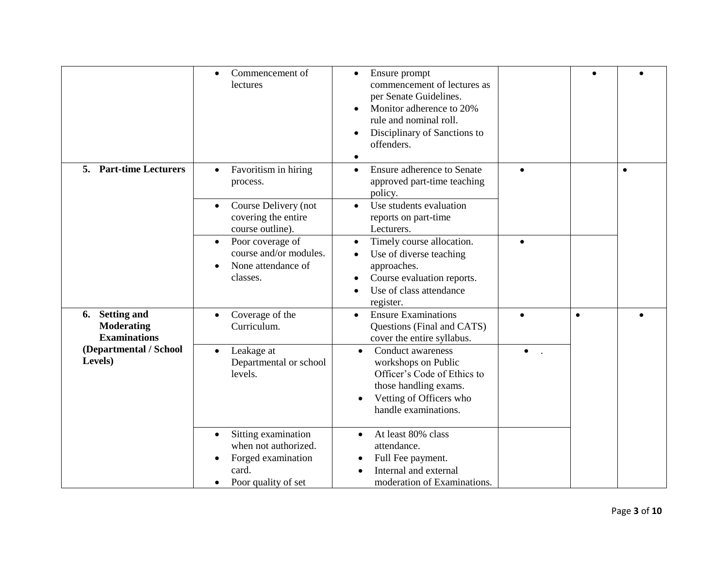| | | | | | |
|---|---|---|---|---|---|
| | • Commencement of lectures | • Ensure prompt commencement of lectures as per Senate Guidelines.<br>• Monitor adherence to 20% rule and nominal roll.<br>• Disciplinary of Sanctions to offenders.<br>• | | • | • |
| **5. Part-time Lecturers** | • Favoritism in hiring process. | • Ensure adherence to Senate approved part-time teaching policy. | • | | • |
| | • Course Delivery (not covering the entire course outline). | • Use students evaluation reports on part-time Lecturers. | | | |
| | • Poor coverage of course and/or modules.<br>• None attendance of classes. | • Timely course allocation.<br>• Use of diverse teaching approaches.<br>• Course evaluation reports.<br>• Use of class attendance register. | • | | |
| **6. Setting and Moderating Examinations (Departmental / School Levels)** | • Coverage of the Curriculum. | • Ensure Examinations Questions (Final and CATS) cover the entire syllabus. | • | • | • |
| | • Leakage at Departmental or school levels. | • Conduct awareness workshops on Public Officer's Code of Ethics to those handling exams.<br>• Vetting of Officers who handle examinations. | • . | | |
| | • Sitting examination when not authorized.<br>• Forged examination card.<br>• Poor quality of set | • At least 80% class attendance.<br>• Full Fee payment.<br>• Internal and external moderation of Examinations. | | | |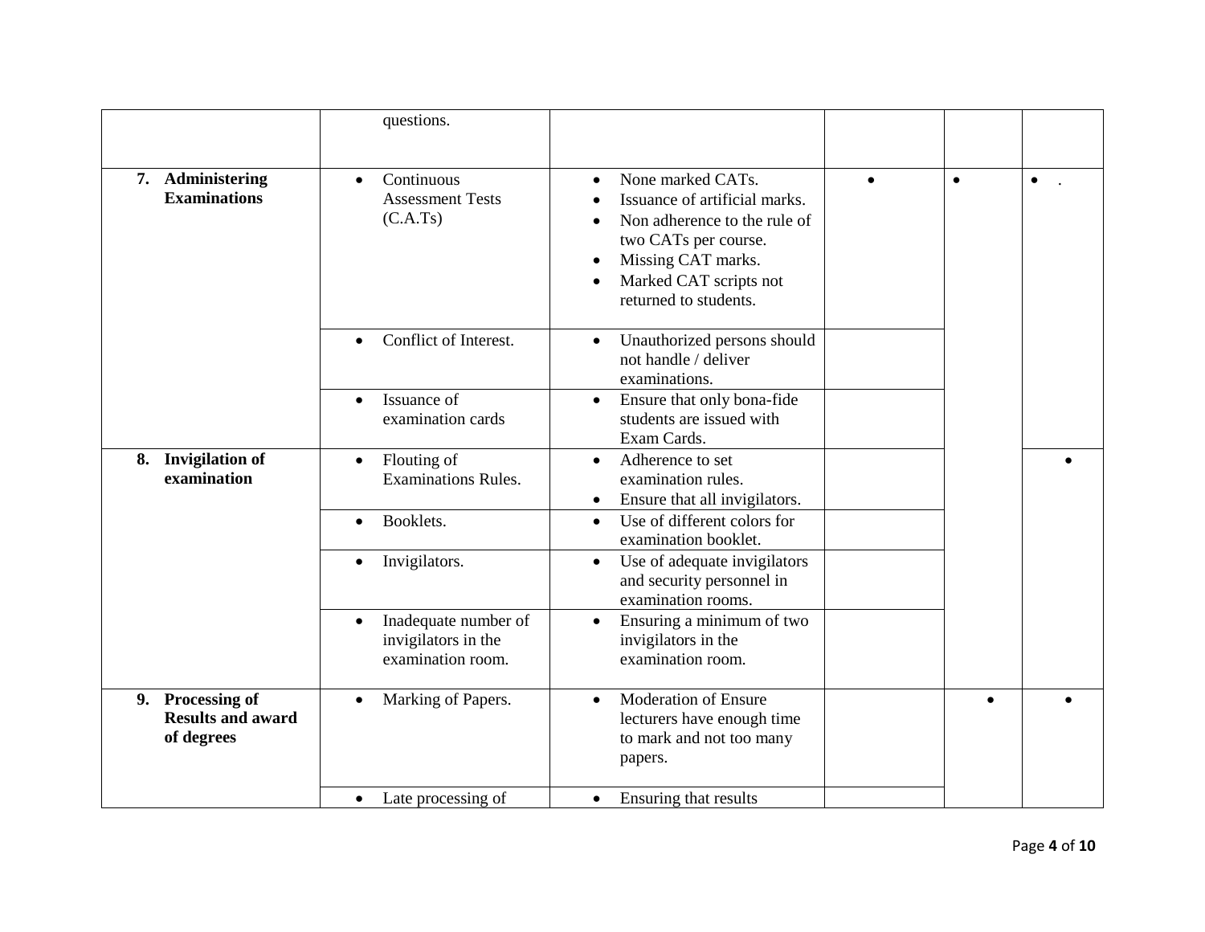| | | | | | |
|---|---|---|---|---|---|
| | questions. | | | | |
| **7. Administering Examinations** | • Continuous Assessment Tests (C.A.Ts) | • None marked CATs.<br>• Issuance of artificial marks.<br>• Non adherence to the rule of two CATs per course.<br>• Missing CAT marks.<br>• Marked CAT scripts not returned to students. | • | • | • . |
| | • Conflict of Interest. | • Unauthorized persons should not handle / deliver examinations. | | | |
| | • Issuance of examination cards | • Ensure that only bona-fide students are issued with Exam Cards. | | | |
| **8. Invigilation of examination** | • Flouting of Examinations Rules. | • Adherence to set examination rules.<br>• Ensure that all invigilators. | | | • |
| | • Booklets. | • Use of different colors for examination booklet. | | | |
| | • Invigilators. | • Use of adequate invigilators and security personnel in examination rooms. | | | |
| | • Inadequate number of invigilators in the examination room. | • Ensuring a minimum of two invigilators in the examination room. | | | |
| **9. Processing of Results and award of degrees** | • Marking of Papers. | • Moderation of Ensure lecturers have enough time to mark and not too many papers. | | • | • |
| | • Late processing of | • Ensuring that results | | | |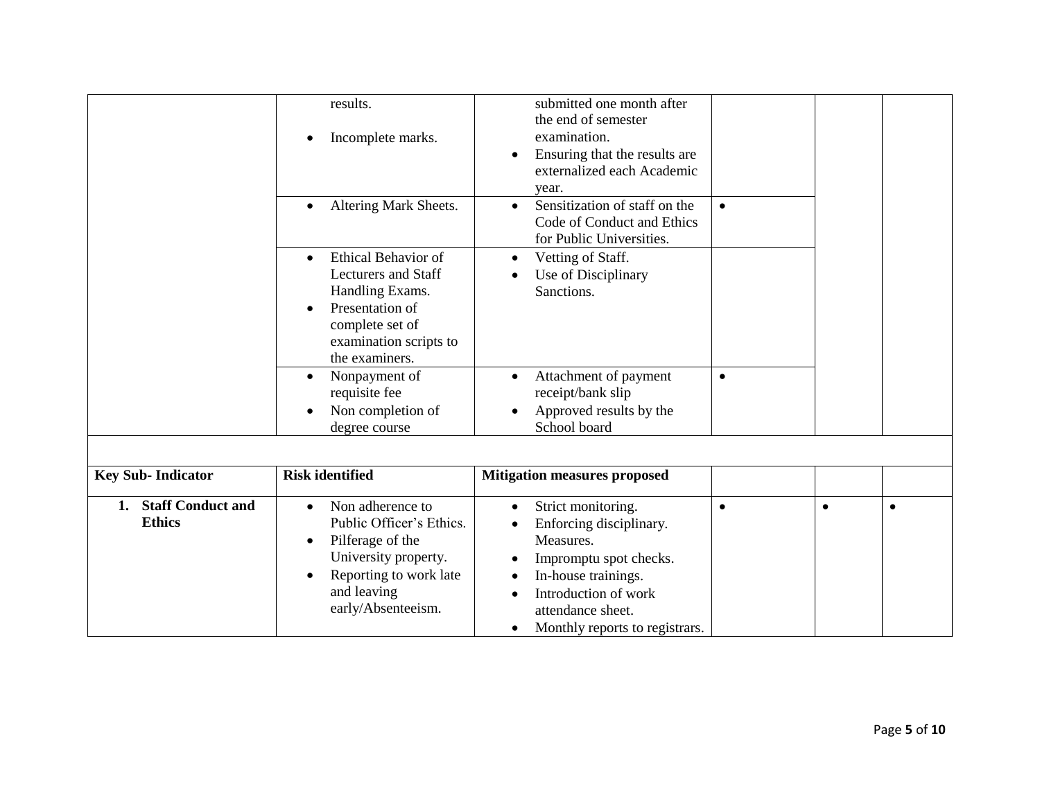| | | | | | |
|---|---|---|---|---|---|
| | results.<br>• Incomplete marks. | submitted one month after the end of semester examination.<br>• Ensuring that the results are externalized each Academic year. | | | |
| | • Altering Mark Sheets. | • Sensitization of staff on the Code of Conduct and Ethics for Public Universities. | • | | |
| | • Ethical Behavior of Lecturers and Staff Handling Exams.<br>• Presentation of complete set of examination scripts to the examiners. | • Vetting of Staff.<br>• Use of Disciplinary Sanctions. | | | |
| | • Nonpayment of requisite fee<br>• Non completion of degree course | • Attachment of payment receipt/bank slip<br>• Approved results by the School board | • | | |
| | | | | | |
| **Key Sub- Indicator** | **Risk identified** | **Mitigation measures proposed** | | | |
| **1. Staff Conduct and Ethics** | • Non adherence to Public Officer's Ethics.<br>• Pilferage of the University property.<br>• Reporting to work late and leaving early/Absenteeism. | • Strict monitoring.<br>• Enforcing disciplinary.<br>Measures.<br>• Impromptu spot checks.<br>• In-house trainings.<br>• Introduction of work attendance sheet.<br>• Monthly reports to registrars. | • | • | • |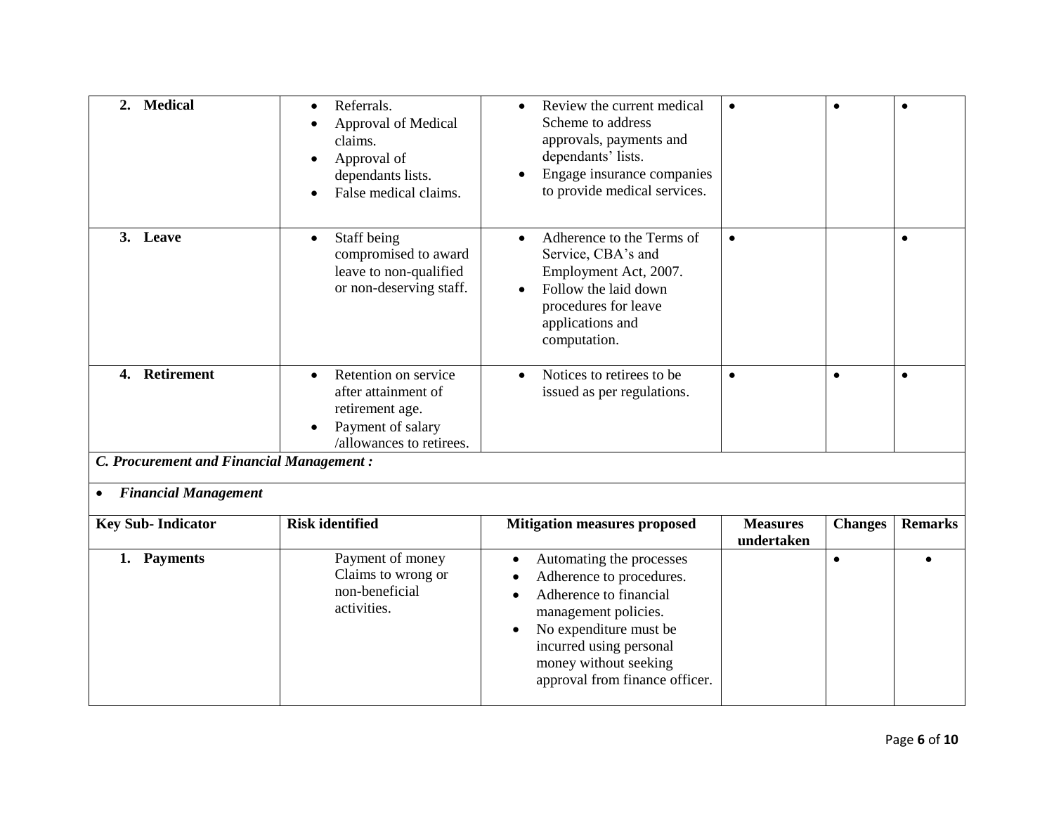| 2. **Medical** | • Referrals.<br>• Approval of Medical claims.<br>• Approval of dependants lists.<br>• False medical claims. | • Review the current medical Scheme to address approvals, payments and dependants' lists.<br>• Engage insurance companies to provide medical services. | • | • | • |
|---|---|---|---|---|---|
| 3. **Leave** | • Staff being compromised to award leave to non-qualified or non-deserving staff. | • Adherence to the Terms of Service, CBA's and Employment Act, 2007.<br>• Follow the laid down procedures for leave applications and computation. | • | | • |
| 4. **Retirement** | • Retention on service after attainment of retirement age.<br>• Payment of salary /allowances to retirees. | • Notices to retirees to be issued as per regulations. | • | • | • |

***C. Procurement and Financial Management :***

- ***Financial Management***

| Key Sub- Indicator | Risk identified | Mitigation measures proposed | Measures undertaken | Changes | Remarks |
|---|---|---|---|---|---|
| 1. **Payments** | Payment of money Claims to wrong or non-beneficial activities. | • Automating the processes<br>• Adherence to procedures.<br>• Adherence to financial management policies.<br>• No expenditure must be incurred using personal money without seeking approval from finance officer. | | • | • |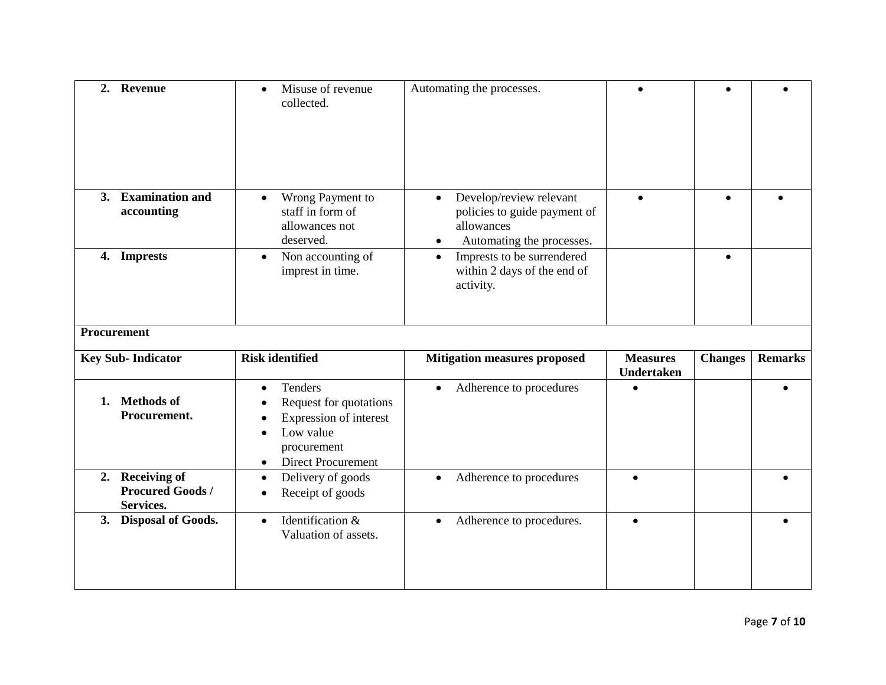| | | | | | |
|---|---|---|---|---|---|
| **2. Revenue** | • Misuse of revenue collected. | Automating the processes. | • | • | • |
| **3. Examination and accounting** | • Wrong Payment to staff in form of allowances not deserved. | • Develop/review relevant policies to guide payment of allowances<br>• Automating the processes. | • | • | • |
| **4. Imprests** | • Non accounting of imprest in time. | • Imprests to be surrendered within 2 days of the end of activity. | | • | |
| **Procurement** | | | | | |
| **Key Sub- Indicator** | **Risk identified** | **Mitigation measures proposed** | **Measures Undertaken** | **Changes** | **Remarks** |
| **1. Methods of Procurement.** | • Tenders<br>• Request for quotations<br>• Expression of interest<br>• Low value procurement<br>• Direct Procurement | • Adherence to procedures | • | | • |
| **2. Receiving of Procured Goods / Services.** | • Delivery of goods<br>• Receipt of goods | • Adherence to procedures | • | | • |
| **3. Disposal of Goods.** | • Identification & Valuation of assets. | • Adherence to procedures. | • | | • |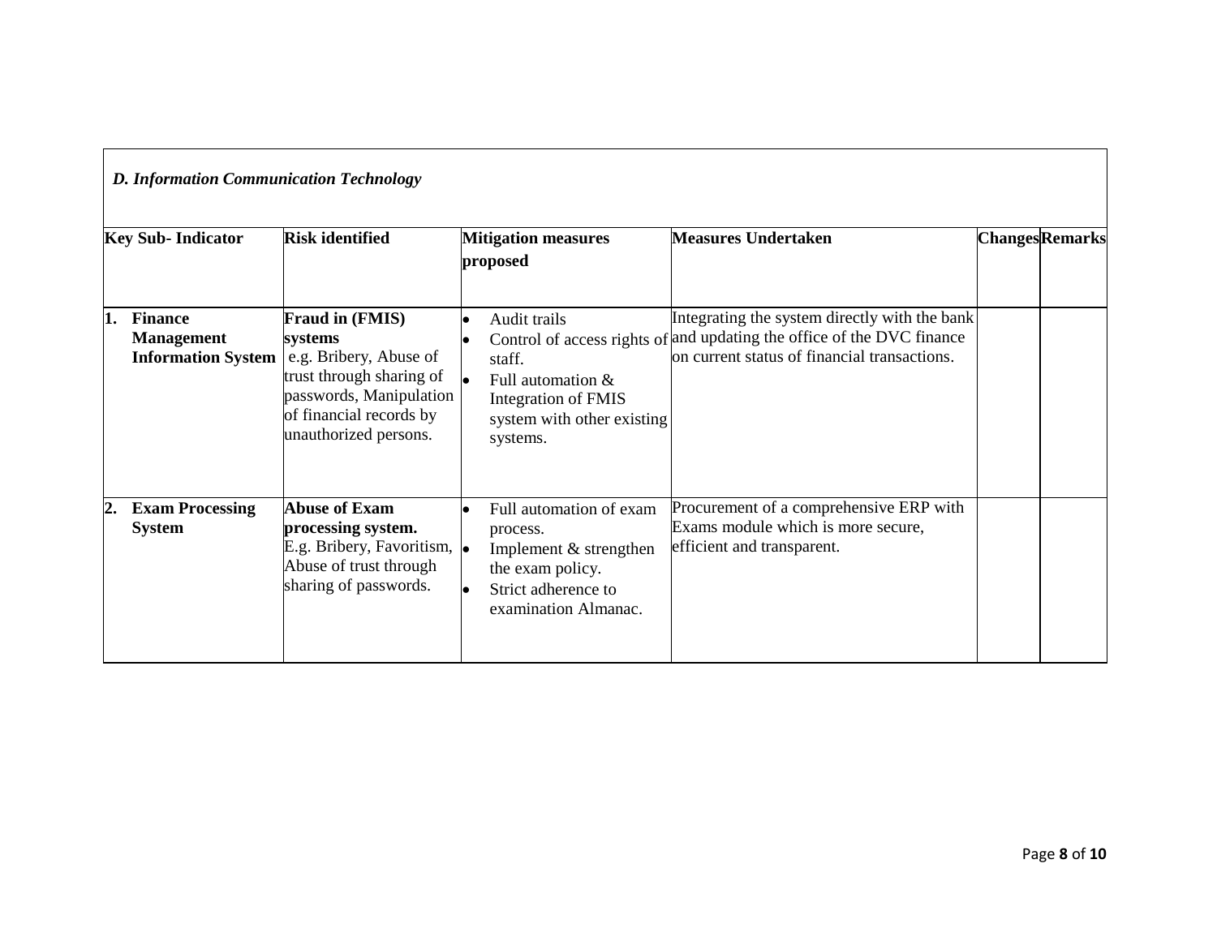***D. Information Communication Technology***

| Key Sub- Indicator | Risk identified | Mitigation measures proposed | Measures Undertaken | Changes | Remarks |
|---|---|---|---|---|---|
| **1. Finance Management Information System** | **Fraud in (FMIS) systems** e.g. Bribery, Abuse of trust through sharing of passwords, Manipulation of financial records by unauthorized persons. | • Audit trails<br>• Control of access rights of staff.<br>• Full automation & Integration of FMIS system with other existing systems. | Integrating the system directly with the bank and updating the office of the DVC finance on current status of financial transactions. | | |
| **2. Exam Processing System** | **Abuse of Exam processing system.** E.g. Bribery, Favoritism, Abuse of trust through sharing of passwords. | • Full automation of exam process.<br>• Implement & strengthen the exam policy.<br>• Strict adherence to examination Almanac. | Procurement of a comprehensive ERP with Exams module which is more secure, efficient and transparent. | | |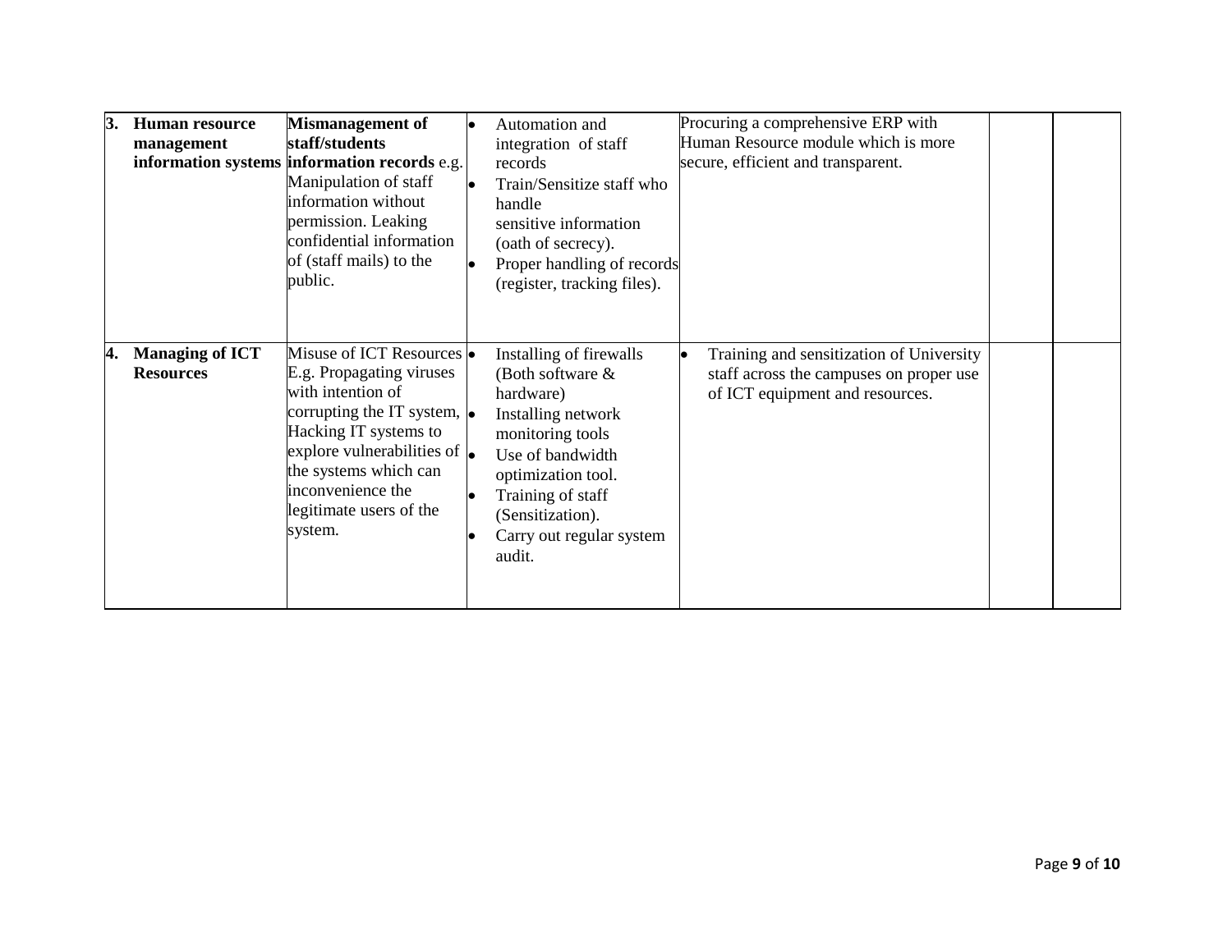| | | | | | | |
|---|---|---|---|---|---|---|
| **3.** | **Human resource management information systems** | **Mismanagement of staff/students information records** e.g. Manipulation of staff information without permission. Leaking confidential information of (staff mails) to the public. | • Automation and integration of staff records<br>• Train/Sensitize staff who handle sensitive information (oath of secrecy).<br>• Proper handling of records (register, tracking files). | Procuring a comprehensive ERP with Human Resource module which is more secure, efficient and transparent. | | |
| **4.** | **Managing of ICT Resources** | Misuse of ICT Resources E.g. Propagating viruses with intention of corrupting the IT system, Hacking IT systems to explore vulnerabilities of the systems which can inconvenience the legitimate users of the system. | • Installing of firewalls (Both software & hardware)<br>• Installing network monitoring tools<br>• Use of bandwidth optimization tool.<br>• Training of staff (Sensitization).<br>• Carry out regular system audit. | • Training and sensitization of University staff across the campuses on proper use of ICT equipment and resources. | | |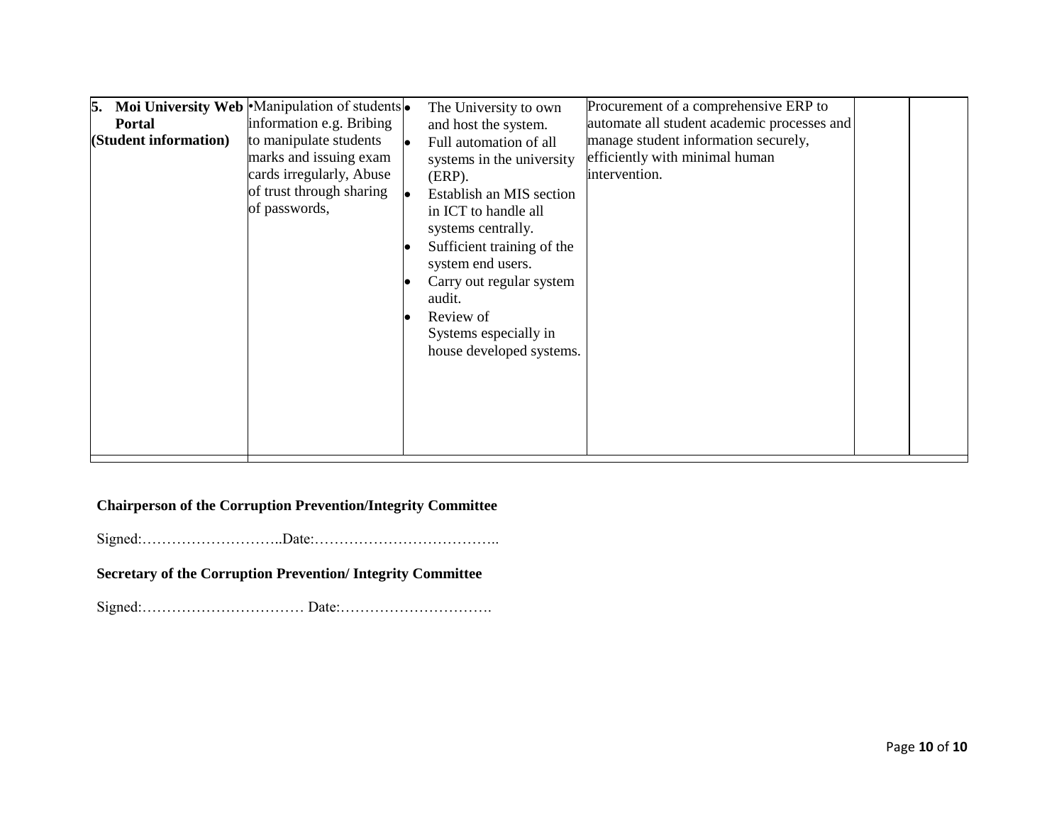| | | | | | |
|---|---|---|---|---|---|
| **5. Moi University Web Portal (Student information)** | •Manipulation of students information e.g. Bribing to manipulate students marks and issuing exam cards irregularly, Abuse of trust through sharing of passwords, | • The University to own and host the system.<br>• Full automation of all systems in the university (ERP).<br>• Establish an MIS section in ICT to handle all systems centrally.<br>• Sufficient training of the system end users.<br>• Carry out regular system audit.<br>• Review of Systems especially in house developed systems. | Procurement of a comprehensive ERP to automate all student academic processes and manage student information securely, efficiently with minimal human intervention. | | |

**Chairperson of the Corruption Prevention/Integrity Committee**

Signed:………………………..Date:………………………………..

**Secretary of the Corruption Prevention/ Integrity Committee**

Signed:…………………………… Date:………………………….